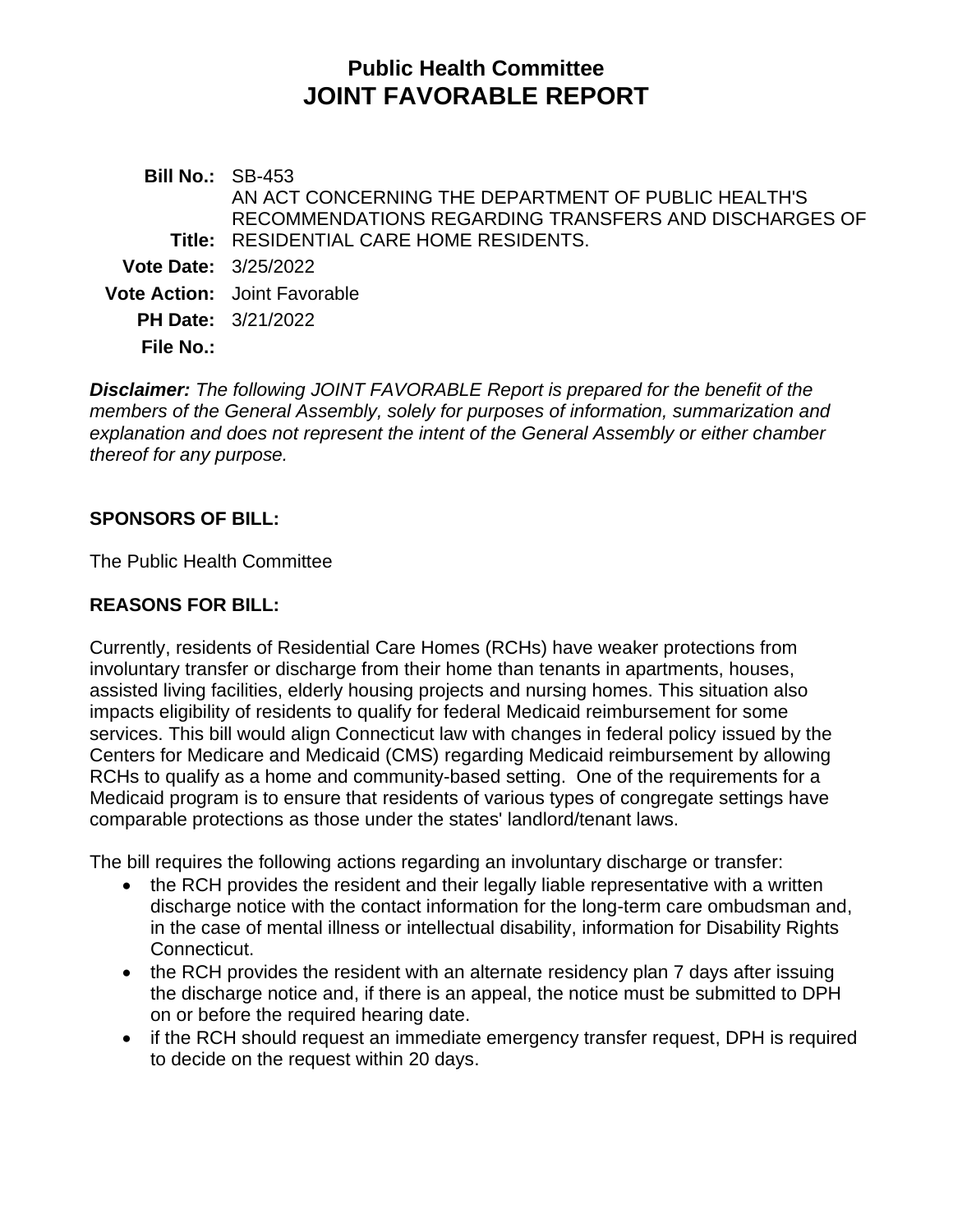# Public Health Committee
# JOINT FAVORABLE REPORT

**Bill No.:** SB-453

**Title:** AN ACT CONCERNING THE DEPARTMENT OF PUBLIC HEALTH'S RECOMMENDATIONS REGARDING TRANSFERS AND DISCHARGES OF RESIDENTIAL CARE HOME RESIDENTS.

**Vote Date:** 3/25/2022

**Vote Action:** Joint Favorable

**PH Date:** 3/21/2022

**File No.:**

***Disclaimer:*** *The following JOINT FAVORABLE Report is prepared for the benefit of the members of the General Assembly, solely for purposes of information, summarization and explanation and does not represent the intent of the General Assembly or either chamber thereof for any purpose.*

## SPONSORS OF BILL:

The Public Health Committee

## REASONS FOR BILL:

Currently, residents of Residential Care Homes (RCHs) have weaker protections from involuntary transfer or discharge from their home than tenants in apartments, houses, assisted living facilities, elderly housing projects and nursing homes. This situation also impacts eligibility of residents to qualify for federal Medicaid reimbursement for some services. This bill would align Connecticut law with changes in federal policy issued by the Centers for Medicare and Medicaid (CMS) regarding Medicaid reimbursement by allowing RCHs to qualify as a home and community-based setting. One of the requirements for a Medicaid program is to ensure that residents of various types of congregate settings have comparable protections as those under the states' landlord/tenant laws.

The bill requires the following actions regarding an involuntary discharge or transfer:

- the RCH provides the resident and their legally liable representative with a written discharge notice with the contact information for the long-term care ombudsman and, in the case of mental illness or intellectual disability, information for Disability Rights Connecticut.
- the RCH provides the resident with an alternate residency plan 7 days after issuing the discharge notice and, if there is an appeal, the notice must be submitted to DPH on or before the required hearing date.
- if the RCH should request an immediate emergency transfer request, DPH is required to decide on the request within 20 days.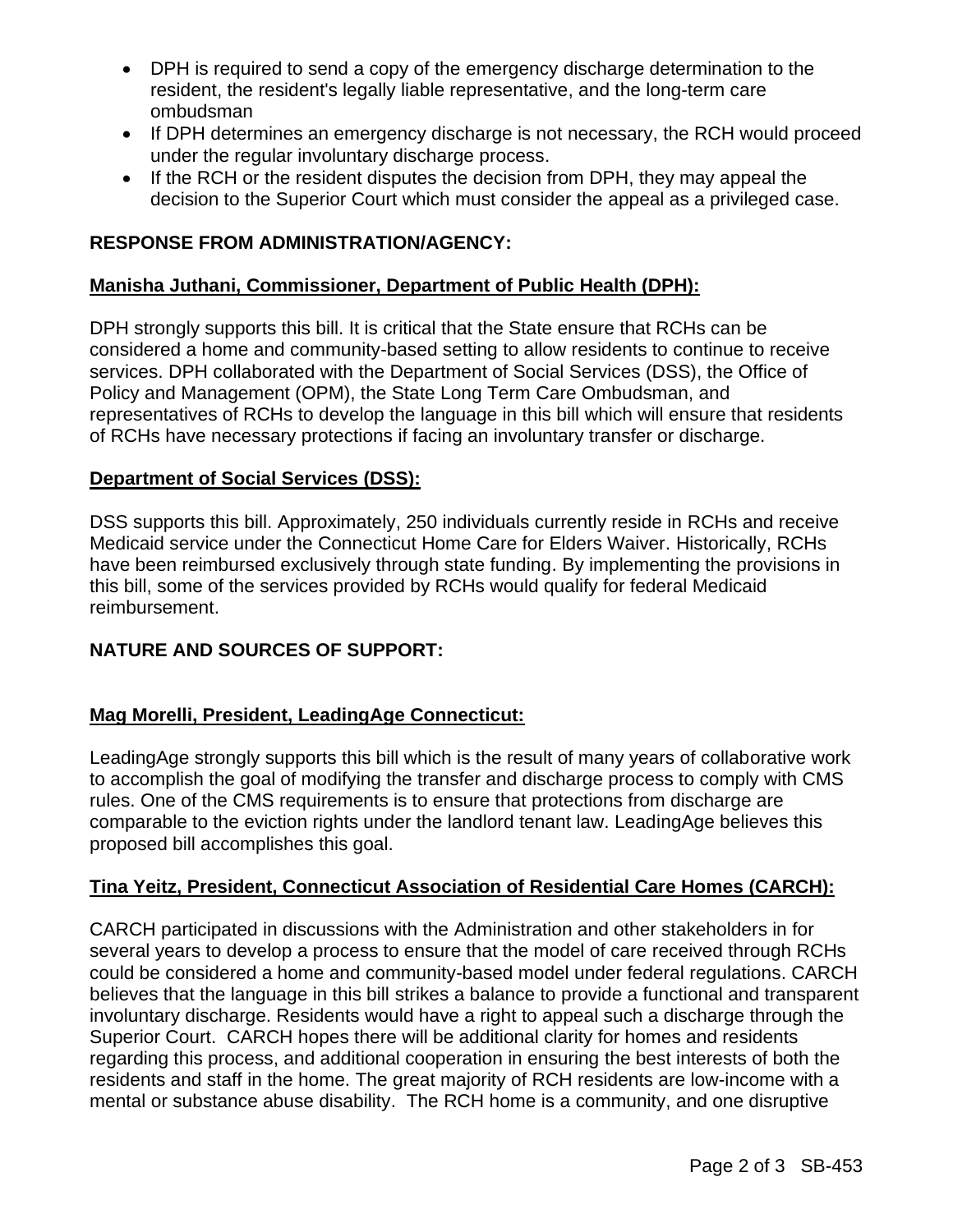- DPH is required to send a copy of the emergency discharge determination to the resident, the resident's legally liable representative, and the long-term care ombudsman
- If DPH determines an emergency discharge is not necessary, the RCH would proceed under the regular involuntary discharge process.
- If the RCH or the resident disputes the decision from DPH, they may appeal the decision to the Superior Court which must consider the appeal as a privileged case.

**RESPONSE FROM ADMINISTRATION/AGENCY:**

**Manisha Juthani, Commissioner, Department of Public Health (DPH):**

DPH strongly supports this bill. It is critical that the State ensure that RCHs can be considered a home and community-based setting to allow residents to continue to receive services. DPH collaborated with the Department of Social Services (DSS), the Office of Policy and Management (OPM), the State Long Term Care Ombudsman, and representatives of RCHs to develop the language in this bill which will ensure that residents of RCHs have necessary protections if facing an involuntary transfer or discharge.

**Department of Social Services (DSS):**

DSS supports this bill. Approximately, 250 individuals currently reside in RCHs and receive Medicaid service under the Connecticut Home Care for Elders Waiver. Historically, RCHs have been reimbursed exclusively through state funding. By implementing the provisions in this bill, some of the services provided by RCHs would qualify for federal Medicaid reimbursement.

**NATURE AND SOURCES OF SUPPORT:**

**Mag Morelli, President, LeadingAge Connecticut:**

LeadingAge strongly supports this bill which is the result of many years of collaborative work to accomplish the goal of modifying the transfer and discharge process to comply with CMS rules. One of the CMS requirements is to ensure that protections from discharge are comparable to the eviction rights under the landlord tenant law. LeadingAge believes this proposed bill accomplishes this goal.

**Tina Yeitz, President, Connecticut Association of Residential Care Homes (CARCH):**

CARCH participated in discussions with the Administration and other stakeholders in for several years to develop a process to ensure that the model of care received through RCHs could be considered a home and community-based model under federal regulations. CARCH believes that the language in this bill strikes a balance to provide a functional and transparent involuntary discharge. Residents would have a right to appeal such a discharge through the Superior Court. CARCH hopes there will be additional clarity for homes and residents regarding this process, and additional cooperation in ensuring the best interests of both the residents and staff in the home. The great majority of RCH residents are low-income with a mental or substance abuse disability. The RCH home is a community, and one disruptive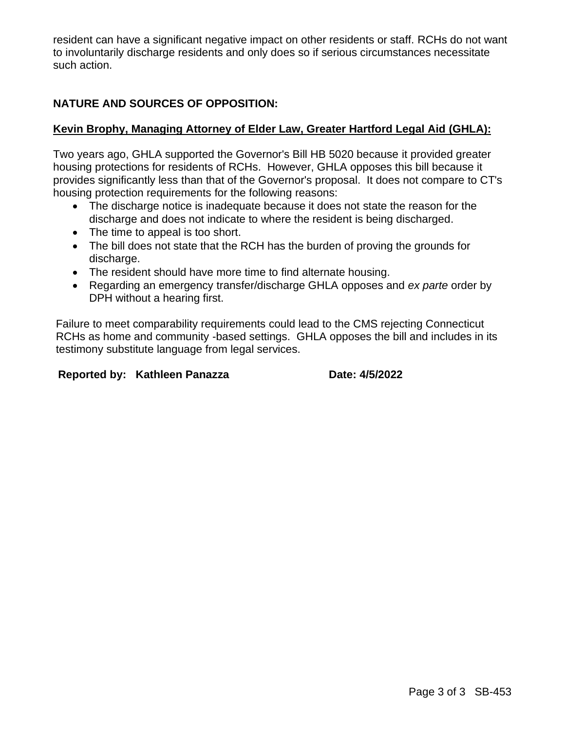resident can have a significant negative impact on other residents or staff. RCHs do not want to involuntarily discharge residents and only does so if serious circumstances necessitate such action.

**NATURE AND SOURCES OF OPPOSITION:**

**Kevin Brophy, Managing Attorney of Elder Law, Greater Hartford Legal Aid (GHLA):**

Two years ago, GHLA supported the Governor's Bill HB 5020 because it provided greater housing protections for residents of RCHs. However, GHLA opposes this bill because it provides significantly less than that of the Governor's proposal. It does not compare to CT's housing protection requirements for the following reasons:

- The discharge notice is inadequate because it does not state the reason for the discharge and does not indicate to where the resident is being discharged.
- The time to appeal is too short.
- The bill does not state that the RCH has the burden of proving the grounds for discharge.
- The resident should have more time to find alternate housing.
- Regarding an emergency transfer/discharge GHLA opposes and *ex parte* order by DPH without a hearing first.

Failure to meet comparability requirements could lead to the CMS rejecting Connecticut RCHs as home and community -based settings. GHLA opposes the bill and includes in its testimony substitute language from legal services.

**Reported by: Kathleen Panazza** **Date: 4/5/2022**